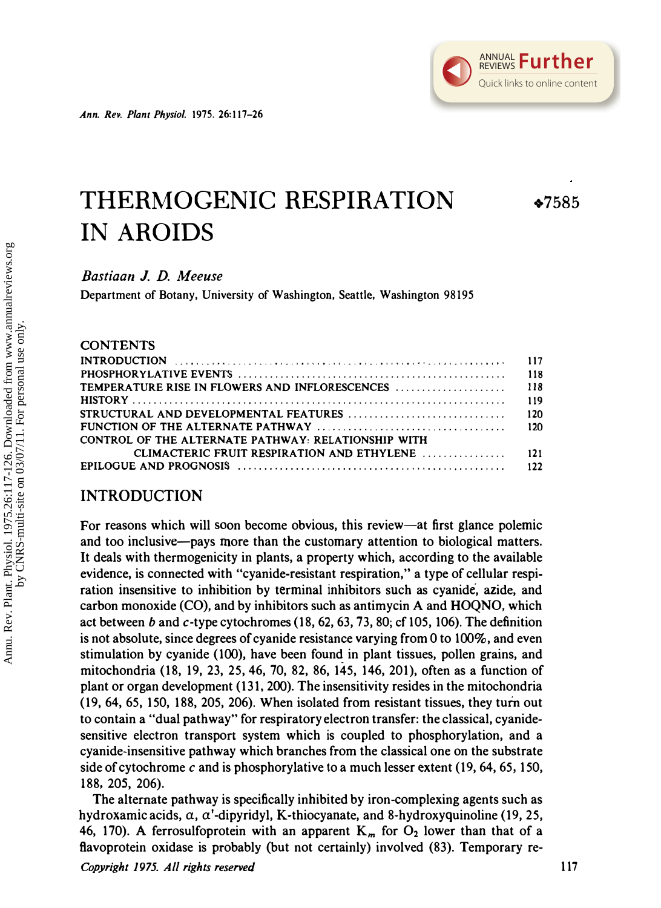# THERMOGENIC RESPIRATION IN AROIDS

❖7585

*Bastiaan J. D. Meeuse*

Department of Botany, University of Washington, Seattle, Washington 98195

## CONTENTS

| | |
|---|---|
| INTRODUCTION | 117 |
| PHOSPHORYLATIVE EVENTS | 118 |
| TEMPERATURE RISE IN FLOWERS AND INFLORESCENCES | 118 |
| HISTORY | 119 |
| STRUCTURAL AND DEVELOPMENTAL FEATURES | 120 |
| FUNCTION OF THE ALTERNATE PATHWAY | 120 |
| CONTROL OF THE ALTERNATE PATHWAY: RELATIONSHIP WITH CLIMACTERIC FRUIT RESPIRATION AND ETHYLENE | 121 |
| EPILOGUE AND PROGNOSIS | 122 |

## INTRODUCTION

For reasons which will soon become obvious, this review—at first glance polemic and too inclusive—pays more than the customary attention to biological matters. It deals with thermogenicity in plants, a property which, according to the available evidence, is connected with "cyanide-resistant respiration," a type of cellular respiration insensitive to inhibition by terminal inhibitors such as cyanide, azide, and carbon monoxide (CO), and by inhibitors such as antimycin A and HOQNO, which act between *b* and *c*-type cytochromes (18, 62, 63, 73, 80; cf 105, 106). The definition is not absolute, since degrees of cyanide resistance varying from 0 to 100%, and even stimulation by cyanide (100), have been found in plant tissues, pollen grains, and mitochondria (18, 19, 23, 25, 46, 70, 82, 86, 145, 146, 201), often as a function of plant or organ development (131, 200). The insensitivity resides in the mitochondria (19, 64, 65, 150, 188, 205, 206). When isolated from resistant tissues, they turn out to contain a "dual pathway" for respiratory electron transfer: the classical, cyanide-sensitive electron transport system which is coupled to phosphorylation, and a cyanide-insensitive pathway which branches from the classical one on the substrate side of cytochrome *c* and is phosphorylative to a much lesser extent (19, 64, 65, 150, 188, 205, 206).

The alternate pathway is specifically inhibited by iron-complexing agents such as hydroxamic acids, α, α′-dipyridyl, K-thiocyanate, and 8-hydroxyquinoline (19, 25, 46, 170). A ferrosulfoprotein with an apparent $K_m$ for $O_2$ lower than that of a flavoprotein oxidase is probably (but not certainly) involved (83). Temporary re-

*Copyright 1975. All rights reserved*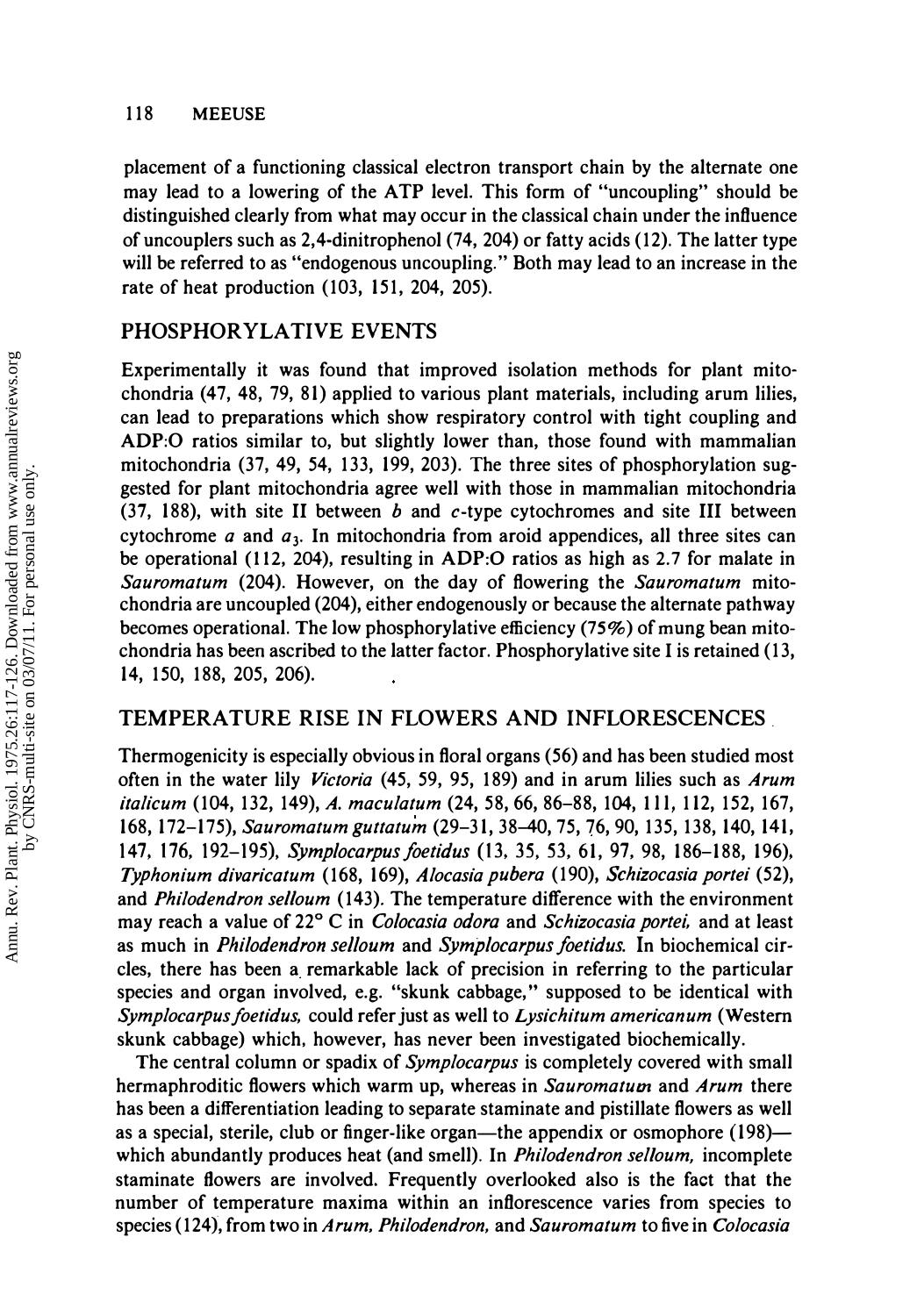placement of a functioning classical electron transport chain by the alternate one may lead to a lowering of the ATP level. This form of "uncoupling" should be distinguished clearly from what may occur in the classical chain under the influence of uncouplers such as 2,4-dinitrophenol (74, 204) or fatty acids (12). The latter type will be referred to as "endogenous uncoupling." Both may lead to an increase in the rate of heat production (103, 151, 204, 205).

## PHOSPHORYLATIVE EVENTS

Experimentally it was found that improved isolation methods for plant mitochondria (47, 48, 79, 81) applied to various plant materials, including arum lilies, can lead to preparations which show respiratory control with tight coupling and ADP:O ratios similar to, but slightly lower than, those found with mammalian mitochondria (37, 49, 54, 133, 199, 203). The three sites of phosphorylation suggested for plant mitochondria agree well with those in mammalian mitochondria (37, 188), with site II between *b* and *c*-type cytochromes and site III between cytochrome *a* and $a_3$. In mitochondria from aroid appendices, all three sites can be operational (112, 204), resulting in ADP:O ratios as high as 2.7 for malate in *Sauromatum* (204). However, on the day of flowering the *Sauromatum* mitochondria are uncoupled (204), either endogenously or because the alternate pathway becomes operational. The low phosphorylative efficiency (75%) of mung bean mitochondria has been ascribed to the latter factor. Phosphorylative site I is retained (13, 14, 150, 188, 205, 206).

## TEMPERATURE RISE IN FLOWERS AND INFLORESCENCES

Thermogenicity is especially obvious in floral organs (56) and has been studied most often in the water lily *Victoria* (45, 59, 95, 189) and in arum lilies such as *Arum italicum* (104, 132, 149), *A. maculatum* (24, 58, 66, 86–88, 104, 111, 112, 152, 167, 168, 172–175), *Sauromatum guttatum* (29–31, 38–40, 75, 76, 90, 135, 138, 140, 141, 147, 176, 192–195), *Symplocarpus foetidus* (13, 35, 53, 61, 97, 98, 186–188, 196), *Typhonium divaricatum* (168, 169), *Alocasia pubera* (190), *Schizocasia portei* (52), and *Philodendron selloum* (143). The temperature difference with the environment may reach a value of 22° C in *Colocasia odora* and *Schizocasia portei*, and at least as much in *Philodendron selloum* and *Symplocarpus foetidus*. In biochemical circles, there has been a remarkable lack of precision in referring to the particular species and organ involved, e.g. "skunk cabbage," supposed to be identical with *Symplocarpus foetidus*, could refer just as well to *Lysichitum americanum* (Western skunk cabbage) which, however, has never been investigated biochemically.

The central column or spadix of *Symplocarpus* is completely covered with small hermaphroditic flowers which warm up, whereas in *Sauromatum* and *Arum* there has been a differentiation leading to separate staminate and pistillate flowers as well as a special, sterile, club or finger-like organ—the appendix or osmophore (198)—which abundantly produces heat (and smell). In *Philodendron selloum*, incomplete staminate flowers are involved. Frequently overlooked also is the fact that the number of temperature maxima within an inflorescence varies from species to species (124), from two in *Arum*, *Philodendron*, and *Sauromatum* to five in *Colocasia*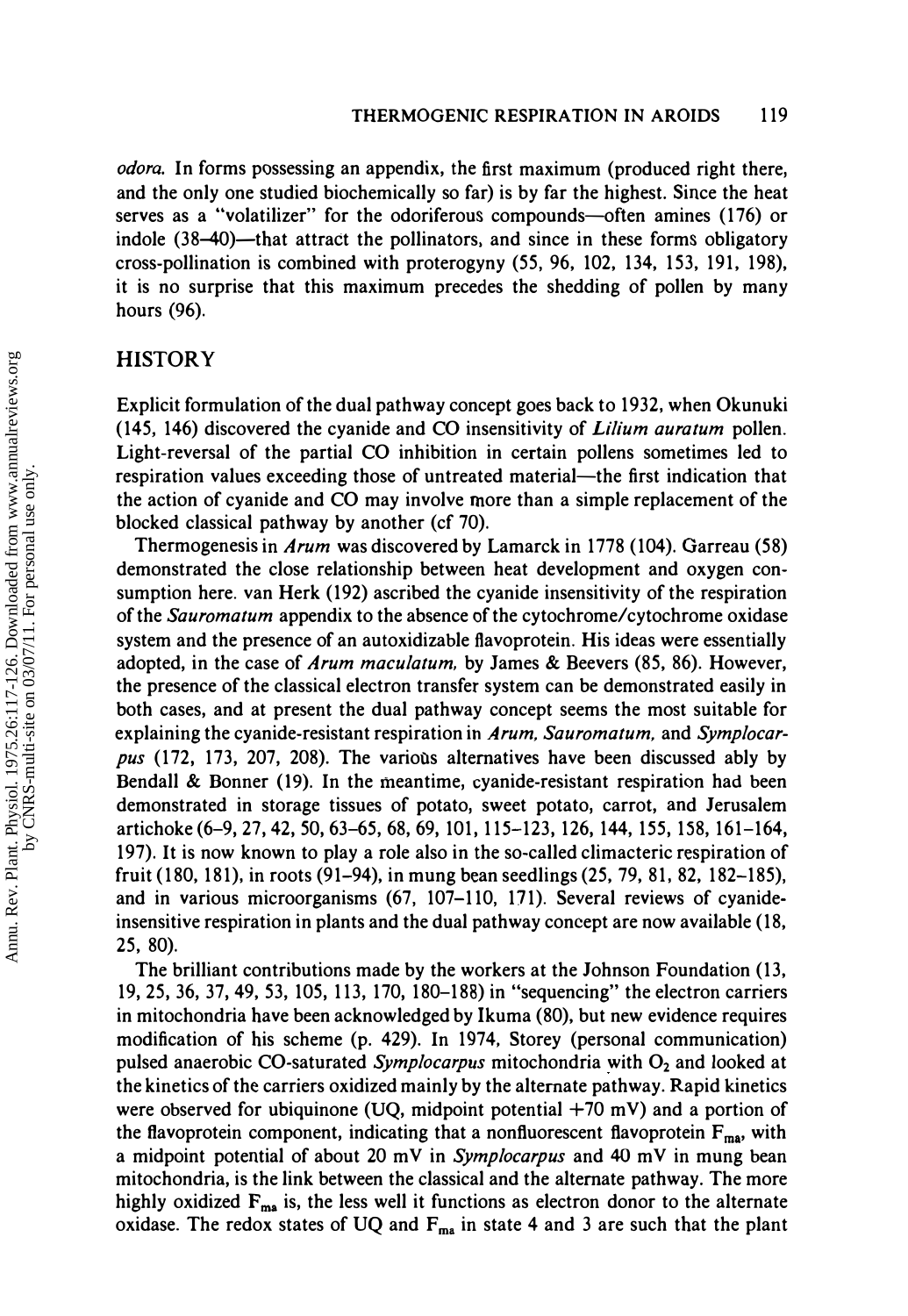*odora*. In forms possessing an appendix, the first maximum (produced right there, and the only one studied biochemically so far) is by far the highest. Since the heat serves as a "volatilizer" for the odoriferous compounds—often amines (176) or indole (38–40)—that attract the pollinators, and since in these forms obligatory cross-pollination is combined with proterogyny (55, 96, 102, 134, 153, 191, 198), it is no surprise that this maximum precedes the shedding of pollen by many hours (96).

## HISTORY

Explicit formulation of the dual pathway concept goes back to 1932, when Okunuki (145, 146) discovered the cyanide and CO insensitivity of *Lilium auratum* pollen. Light-reversal of the partial CO inhibition in certain pollens sometimes led to respiration values exceeding those of untreated material—the first indication that the action of cyanide and CO may involve more than a simple replacement of the blocked classical pathway by another (cf 70).

Thermogenesis in *Arum* was discovered by Lamarck in 1778 (104). Garreau (58) demonstrated the close relationship between heat development and oxygen consumption here. van Herk (192) ascribed the cyanide insensitivity of the respiration of the *Sauromatum* appendix to the absence of the cytochrome/cytochrome oxidase system and the presence of an autoxidizable flavoprotein. His ideas were essentially adopted, in the case of *Arum maculatum*, by James & Beevers (85, 86). However, the presence of the classical electron transfer system can be demonstrated easily in both cases, and at present the dual pathway concept seems the most suitable for explaining the cyanide-resistant respiration in *Arum*, *Sauromatum*, and *Symplocarpus* (172, 173, 207, 208). The various alternatives have been discussed ably by Bendall & Bonner (19). In the meantime, cyanide-resistant respiration had been demonstrated in storage tissues of potato, sweet potato, carrot, and Jerusalem artichoke (6–9, 27, 42, 50, 63–65, 68, 69, 101, 115–123, 126, 144, 155, 158, 161–164, 197). It is now known to play a role also in the so-called climacteric respiration of fruit (180, 181), in roots (91–94), in mung bean seedlings (25, 79, 81, 82, 182–185), and in various microorganisms (67, 107–110, 171). Several reviews of cyanide-insensitive respiration in plants and the dual pathway concept are now available (18, 25, 80).

The brilliant contributions made by the workers at the Johnson Foundation (13, 19, 25, 36, 37, 49, 53, 105, 113, 170, 180–188) in "sequencing" the electron carriers in mitochondria have been acknowledged by Ikuma (80), but new evidence requires modification of his scheme (p. 429). In 1974, Storey (personal communication) pulsed anaerobic CO-saturated *Symplocarpus* mitochondria with $O_2$ and looked at the kinetics of the carriers oxidized mainly by the alternate pathway. Rapid kinetics were observed for ubiquinone (UQ, midpoint potential +70 mV) and a portion of the flavoprotein component, indicating that a nonfluorescent flavoprotein $F_{ma}$, with a midpoint potential of about 20 mV in *Symplocarpus* and 40 mV in mung bean mitochondria, is the link between the classical and the alternate pathway. The more highly oxidized $F_{ma}$ is, the less well it functions as electron donor to the alternate oxidase. The redox states of UQ and $F_{ma}$ in state 4 and 3 are such that the plant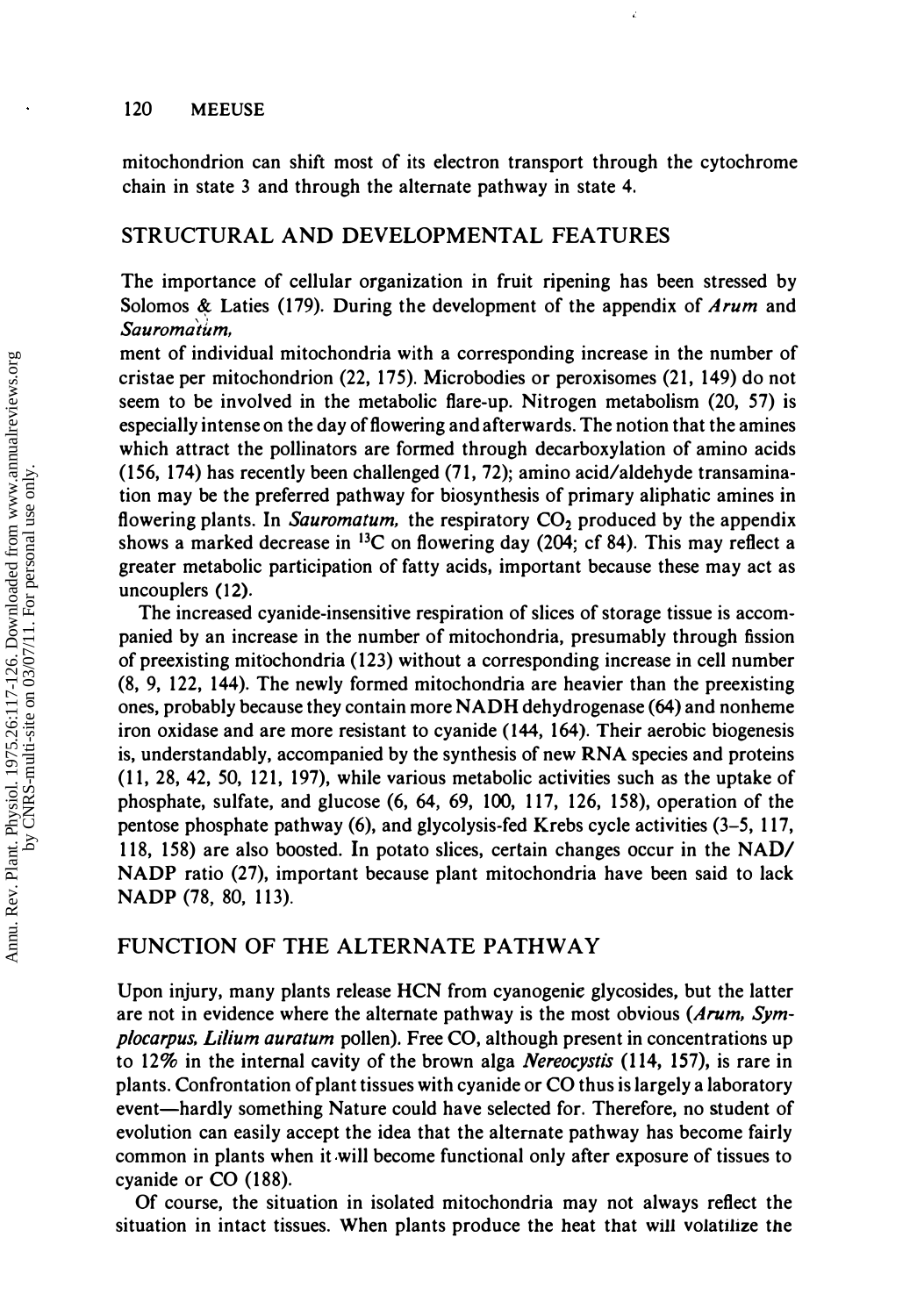mitochondrion can shift most of its electron transport through the cytochrome chain in state 3 and through the alternate pathway in state 4.

## STRUCTURAL AND DEVELOPMENTAL FEATURES

The importance of cellular organization in fruit ripening has been stressed by Solomos & Laties (179). During the development of the appendix of *Arum* and *Sauromatum*,

ment of individual mitochondria with a corresponding increase in the number of cristae per mitochondrion (22, 175). Microbodies or peroxisomes (21, 149) do not seem to be involved in the metabolic flare-up. Nitrogen metabolism (20, 57) is especially intense on the day of flowering and afterwards. The notion that the amines which attract the pollinators are formed through decarboxylation of amino acids (156, 174) has recently been challenged (71, 72); amino acid/aldehyde transamination may be the preferred pathway for biosynthesis of primary aliphatic amines in flowering plants. In *Sauromatum*, the respiratory $CO_2$ produced by the appendix shows a marked decrease in $^{13}C$ on flowering day (204; cf 84). This may reflect a greater metabolic participation of fatty acids, important because these may act as uncouplers (12).

The increased cyanide-insensitive respiration of slices of storage tissue is accompanied by an increase in the number of mitochondria, presumably through fission of preexisting mitochondria (123) without a corresponding increase in cell number (8, 9, 122, 144). The newly formed mitochondria are heavier than the preexisting ones, probably because they contain more NADH dehydrogenase (64) and nonheme iron oxidase and are more resistant to cyanide (144, 164). Their aerobic biogenesis is, understandably, accompanied by the synthesis of new RNA species and proteins (11, 28, 42, 50, 121, 197), while various metabolic activities such as the uptake of phosphate, sulfate, and glucose (6, 64, 69, 100, 117, 126, 158), operation of the pentose phosphate pathway (6), and glycolysis-fed Krebs cycle activities (3–5, 117, 118, 158) are also boosted. In potato slices, certain changes occur in the NAD/NADP ratio (27), important because plant mitochondria have been said to lack NADP (78, 80, 113).

## FUNCTION OF THE ALTERNATE PATHWAY

Upon injury, many plants release HCN from cyanogenic glycosides, but the latter are not in evidence where the alternate pathway is the most obvious (*Arum, Symplocarpus, Lilium auratum* pollen). Free CO, although present in concentrations up to 12% in the internal cavity of the brown alga *Nereocystis* (114, 157), is rare in plants. Confrontation of plant tissues with cyanide or CO thus is largely a laboratory event—hardly something Nature could have selected for. Therefore, no student of evolution can easily accept the idea that the alternate pathway has become fairly common in plants when it will become functional only after exposure of tissues to cyanide or CO (188).

Of course, the situation in isolated mitochondria may not always reflect the situation in intact tissues. When plants produce the heat that will volatilize the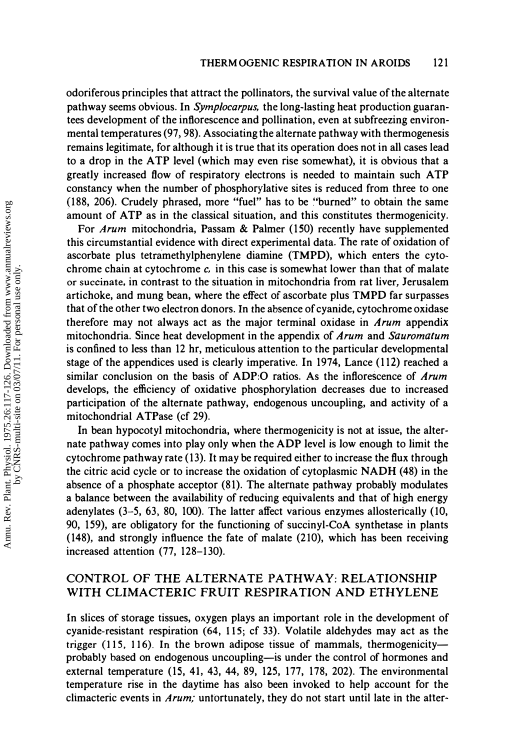odoriferous principles that attract the pollinators, the survival value of the alternate pathway seems obvious. In *Symplocarpus*, the long-lasting heat production guarantees development of the inflorescence and pollination, even at subfreezing environmental temperatures (97, 98). Associating the alternate pathway with thermogenesis remains legitimate, for although it is true that its operation does not in all cases lead to a drop in the ATP level (which may even rise somewhat), it is obvious that a greatly increased flow of respiratory electrons is needed to maintain such ATP constancy when the number of phosphorylative sites is reduced from three to one (188, 206). Crudely phrased, more "fuel" has to be "burned" to obtain the same amount of ATP as in the classical situation, and this constitutes thermogenicity.

For *Arum* mitochondria, Passam & Palmer (150) recently have supplemented this circumstantial evidence with direct experimental data. The rate of oxidation of ascorbate plus tetramethylphenylene diamine (TMPD), which enters the cytochrome chain at cytochrome *c*, in this case is somewhat lower than that of malate or succinate, in contrast to the situation in mitochondria from rat liver, Jerusalem artichoke, and mung bean, where the effect of ascorbate plus TMPD far surpasses that of the other two electron donors. In the absence of cyanide, cytochrome oxidase therefore may not always act as the major terminal oxidase in *Arum* appendix mitochondria. Since heat development in the appendix of *Arum* and *Sauromatum* is confined to less than 12 hr, meticulous attention to the particular developmental stage of the appendices used is clearly imperative. In 1974, Lance (112) reached a similar conclusion on the basis of ADP:O ratios. As the inflorescence of *Arum* develops, the efficiency of oxidative phosphorylation decreases due to increased participation of the alternate pathway, endogenous uncoupling, and activity of a mitochondrial ATPase (cf 29).

In bean hypocotyl mitochondria, where thermogenicity is not at issue, the alternate pathway comes into play only when the ADP level is low enough to limit the cytochrome pathway rate (13). It may be required either to increase the flux through the citric acid cycle or to increase the oxidation of cytoplasmic NADH (48) in the absence of a phosphate acceptor (81). The alternate pathway probably modulates a balance between the availability of reducing equivalents and that of high energy adenylates (3–5, 63, 80, 100). The latter affect various enzymes allosterically (10, 90, 159), are obligatory for the functioning of succinyl-CoA synthetase in plants (148), and strongly influence the fate of malate (210), which has been receiving increased attention (77, 128–130).

## CONTROL OF THE ALTERNATE PATHWAY: RELATIONSHIP WITH CLIMACTERIC FRUIT RESPIRATION AND ETHYLENE

In slices of storage tissues, oxygen plays an important role in the development of cyanide-resistant respiration (64, 115; cf 33). Volatile aldehydes may act as the trigger (115, 116). In the brown adipose tissue of mammals, thermogenicity—probably based on endogenous uncoupling—is under the control of hormones and external temperature (15, 41, 43, 44, 89, 125, 177, 178, 202). The environmental temperature rise in the daytime has also been invoked to help account for the climacteric events in *Arum*; unfortunately, they do not start until late in the after-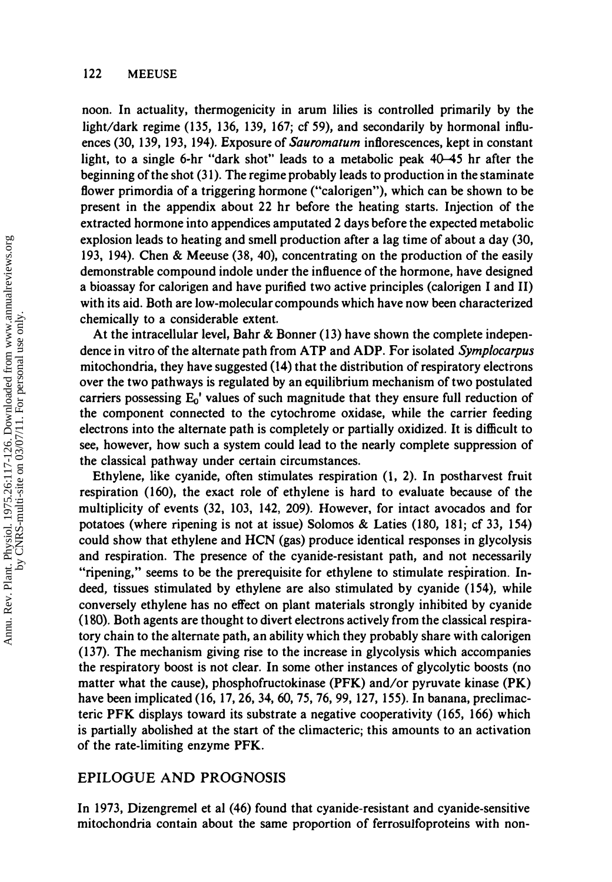noon. In actuality, thermogenicity in arum lilies is controlled primarily by the light/dark regime (135, 136, 139, 167; cf 59), and secondarily by hormonal influences (30, 139, 193, 194). Exposure of *Sauromatum* inflorescences, kept in constant light, to a single 6-hr "dark shot" leads to a metabolic peak 40–45 hr after the beginning of the shot (31). The regime probably leads to production in the staminate flower primordia of a triggering hormone ("calorigen"), which can be shown to be present in the appendix about 22 hr before the heating starts. Injection of the extracted hormone into appendices amputated 2 days before the expected metabolic explosion leads to heating and smell production after a lag time of about a day (30, 193, 194). Chen & Meeuse (38, 40), concentrating on the production of the easily demonstrable compound indole under the influence of the hormone, have designed a bioassay for calorigen and have purified two active principles (calorigen I and II) with its aid. Both are low-molecular compounds which have now been characterized chemically to a considerable extent.

At the intracellular level, Bahr & Bonner (13) have shown the complete independence in vitro of the alternate path from ATP and ADP. For isolated *Symplocarpus* mitochondria, they have suggested (14) that the distribution of respiratory electrons over the two pathways is regulated by an equilibrium mechanism of two postulated carriers possessing $E_0'$ values of such magnitude that they ensure full reduction of the component connected to the cytochrome oxidase, while the carrier feeding electrons into the alternate path is completely or partially oxidized. It is difficult to see, however, how such a system could lead to the nearly complete suppression of the classical pathway under certain circumstances.

Ethylene, like cyanide, often stimulates respiration (1, 2). In postharvest fruit respiration (160), the exact role of ethylene is hard to evaluate because of the multiplicity of events (32, 103, 142, 209). However, for intact avocados and for potatoes (where ripening is not at issue) Solomos & Laties (180, 181; cf 33, 154) could show that ethylene and HCN (gas) produce identical responses in glycolysis and respiration. The presence of the cyanide-resistant path, and not necessarily "ripening," seems to be the prerequisite for ethylene to stimulate respiration. Indeed, tissues stimulated by ethylene are also stimulated by cyanide (154), while conversely ethylene has no effect on plant materials strongly inhibited by cyanide (180). Both agents are thought to divert electrons actively from the classical respiratory chain to the alternate path, an ability which they probably share with calorigen (137). The mechanism giving rise to the increase in glycolysis which accompanies the respiratory boost is not clear. In some other instances of glycolytic boosts (no matter what the cause), phosphofructokinase (PFK) and/or pyruvate kinase (PK) have been implicated (16, 17, 26, 34, 60, 75, 76, 99, 127, 155). In banana, preclimacteric PFK displays toward its substrate a negative cooperativity (165, 166) which is partially abolished at the start of the climacteric; this amounts to an activation of the rate-limiting enzyme PFK.

## EPILOGUE AND PROGNOSIS

In 1973, Dizengremel et al (46) found that cyanide-resistant and cyanide-sensitive mitochondria contain about the same proportion of ferrosulfoproteins with non-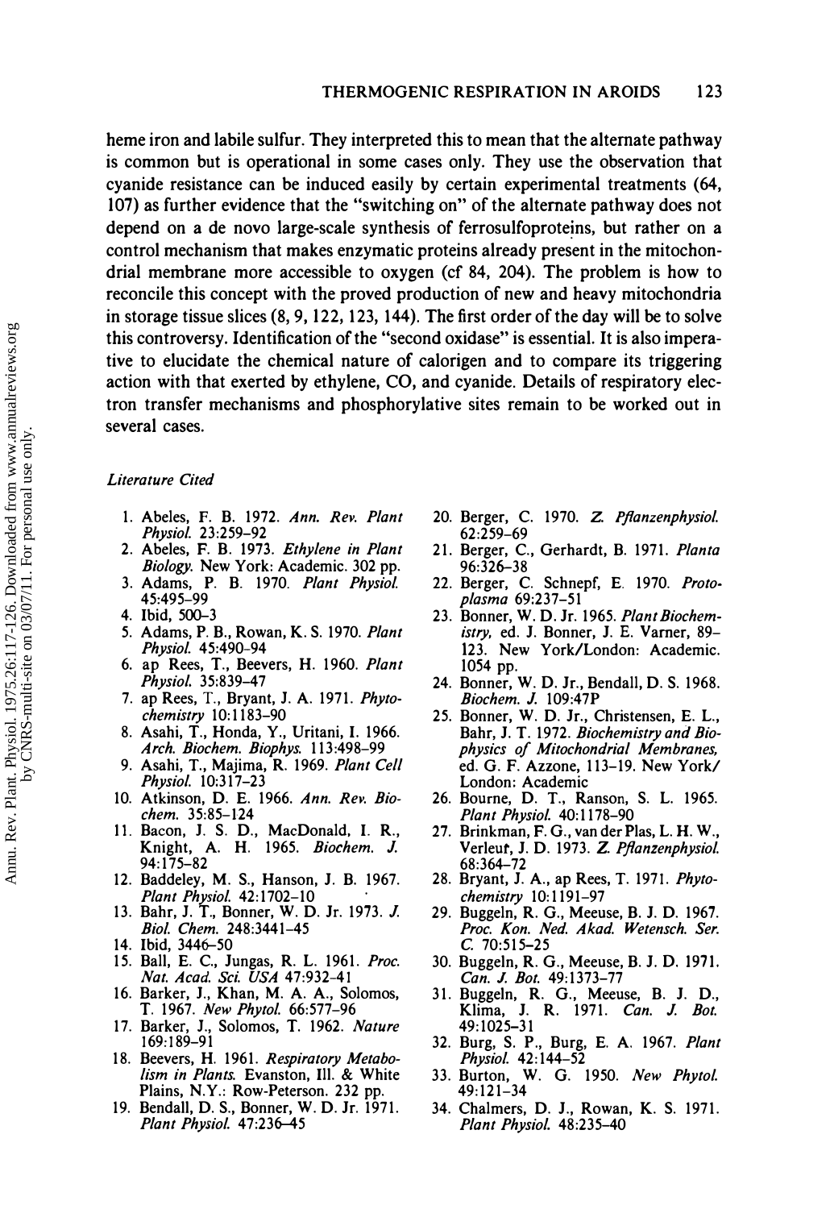heme iron and labile sulfur. They interpreted this to mean that the alternate pathway is common but is operational in some cases only. They use the observation that cyanide resistance can be induced easily by certain experimental treatments (64, 107) as further evidence that the "switching on" of the alternate pathway does not depend on a de novo large-scale synthesis of ferrosulfoproteins, but rather on a control mechanism that makes enzymatic proteins already present in the mitochondrial membrane more accessible to oxygen (cf 84, 204). The problem is how to reconcile this concept with the proved production of new and heavy mitochondria in storage tissue slices (8, 9, 122, 123, 144). The first order of the day will be to solve this controversy. Identification of the "second oxidase" is essential. It is also imperative to elucidate the chemical nature of calorigen and to compare its triggering action with that exerted by ethylene, CO, and cyanide. Details of respiratory electron transfer mechanisms and phosphorylative sites remain to be worked out in several cases.

*Literature Cited*

1. Abeles, F. B. 1972. *Ann. Rev. Plant Physiol.* 23:259–92
2. Abeles, F. B. 1973. *Ethylene in Plant Biology.* New York: Academic. 302 pp.
3. Adams, P. B. 1970. *Plant Physiol.* 45:495–99
4. Ibid, 500–3
5. Adams, P. B., Rowan, K. S. 1970. *Plant Physiol.* 45:490–94
6. ap Rees, T., Beevers, H. 1960. *Plant Physiol.* 35:839–47
7. ap Rees, T., Bryant, J. A. 1971. *Phytochemistry* 10:1183–90
8. Asahi, T., Honda, Y., Uritani, I. 1966. *Arch. Biochem. Biophys.* 113:498–99
9. Asahi, T., Majima, R. 1969. *Plant Cell Physiol.* 10:317–23
10. Atkinson, D. E. 1966. *Ann. Rev. Biochem.* 35:85–124
11. Bacon, J. S. D., MacDonald, I. R., Knight, A. H. 1965. *Biochem. J.* 94:175–82
12. Baddeley, M. S., Hanson, J. B. 1967. *Plant Physiol.* 42:1702–10
13. Bahr, J. T., Bonner, W. D. Jr. 1973. *J. Biol. Chem.* 248:3441–45
14. Ibid, 3446–50
15. Ball, E. C., Jungas, R. L. 1961. *Proc. Nat. Acad. Sci. USA* 47:932–41
16. Barker, J., Khan, M. A. A., Solomos, T. 1967. *New Phytol.* 66:577–96
17. Barker, J., Solomos, T. 1962. *Nature* 169:189–91
18. Beevers, H. 1961. *Respiratory Metabolism in Plants.* Evanston, Ill. & White Plains, N.Y.: Row-Peterson. 232 pp.
19. Bendall, D. S., Bonner, W. D. Jr. 1971. *Plant Physiol.* 47:236–45
20. Berger, C. 1970. *Z. Pflanzenphysiol.* 62:259–69
21. Berger, C., Gerhardt, B. 1971. *Planta* 96:326–38
22. Berger, C. Schnepf, E. 1970. *Protoplasma* 69:237–51
23. Bonner, W. D. Jr. 1965. *Plant Biochemistry*, ed. J. Bonner, J. E. Varner, 89–123. New York/London: Academic. 1054 pp.
24. Bonner, W. D. Jr., Bendall, D. S. 1968. *Biochem. J.* 109:47P
25. Bonner, W. D. Jr., Christensen, E. L., Bahr, J. T. 1972. *Biochemistry and Biophysics of Mitochondrial Membranes*, ed. G. F. Azzone, 113–19. New York/London: Academic
26. Bourne, D. T., Ranson, S. L. 1965. *Plant Physiol.* 40:1178–90
27. Brinkman, F. G., van der Plas, L. H. W., Verleur, J. D. 1973. *Z. Pflanzenphysiol.* 68:364–72
28. Bryant, J. A., ap Rees, T. 1971. *Phytochemistry* 10:1191–97
29. Buggeln, R. G., Meeuse, B. J. D. 1967. *Proc. Kon. Ned. Akad. Wetensch. Ser. C* 70:515–25
30. Buggeln, R. G., Meeuse, B. J. D. 1971. *Can. J. Bot.* 49:1373–77
31. Buggeln, R. G., Meeuse, B. J. D., Klima, J. R. 1971. *Can. J. Bot.* 49:1025–31
32. Burg, S. P., Burg, E. A. 1967. *Plant Physiol.* 42:144–52
33. Burton, W. G. 1950. *New Phytol.* 49:121–34
34. Chalmers, D. J., Rowan, K. S. 1971. *Plant Physiol.* 48:235–40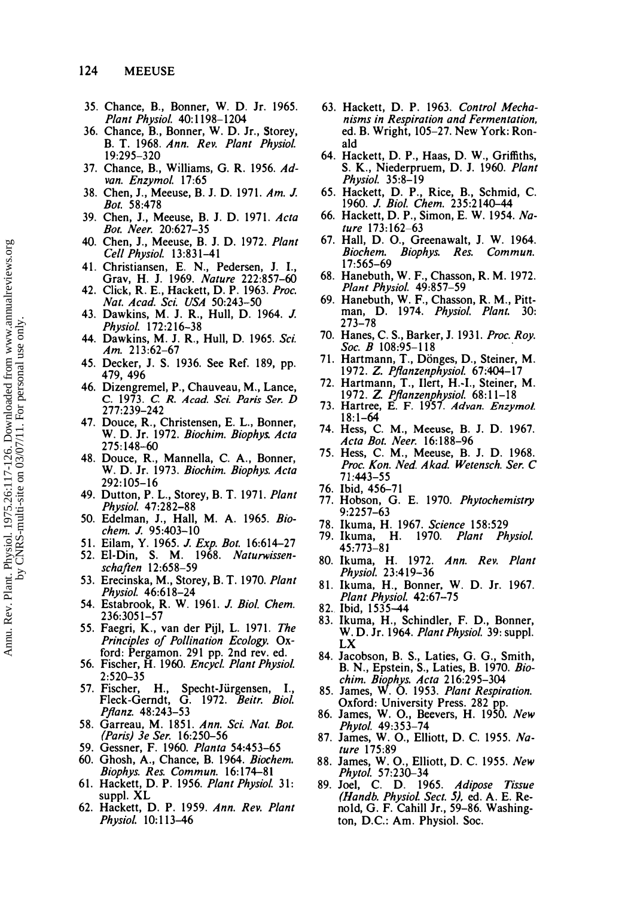35. Chance, B., Bonner, W. D. Jr. 1965. *Plant Physiol.* 40:1198–1204
36. Chance, B., Bonner, W. D. Jr., Storey, B. T. 1968. *Ann. Rev. Plant Physiol.* 19:295–320
37. Chance, B., Williams, G. R. 1956. *Advan. Enzymol.* 17:65
38. Chen, J., Meeuse, B. J. D. 1971. *Am. J. Bot.* 58:478
39. Chen, J., Meeuse, B. J. D. 1971. *Acta Bot. Neer.* 20:627–35
40. Chen, J., Meeuse, B. J. D. 1972. *Plant Cell Physiol.* 13:831–41
41. Christiansen, E. N., Pedersen, J. I., Grav, H. J. 1969. *Nature* 222:857–60
42. Click, R. E., Hackett, D. P. 1963. *Proc. Nat. Acad. Sci. USA* 50:243–50
43. Dawkins, M. J. R., Hull, D. 1964. *J. Physiol.* 172:216–38
44. Dawkins, M. J. R., Hull, D. 1965. *Sci. Am.* 213:62–67
45. Decker, J. S. 1936. See Ref. 189, pp. 479, 496
46. Dizengremel, P., Chauveau, M., Lance, C. 1973. *C. R. Acad. Sci. Paris Ser. D* 277:239–242
47. Douce, R., Christensen, E. L., Bonner, W. D. Jr. 1972. *Biochim. Biophys. Acta* 275:148–60
48. Douce, R., Mannella, C. A., Bonner, W. D. Jr. 1973. *Biochim. Biophys. Acta* 292:105–16
49. Dutton, P. L., Storey, B. T. 1971. *Plant Physiol.* 47:282–88
50. Edelman, J., Hall, M. A. 1965. *Biochem. J.* 95:403–10
51. Eilam, Y. 1965. *J. Exp. Bot.* 16:614–27
52. El-Din, S. M. 1968. *Naturwissenschaften* 12:658–59
53. Erecinska, M., Storey, B. T. 1970. *Plant Physiol.* 46:618–24
54. Estabrook, R. W. 1961. *J. Biol. Chem.* 236:3051–57
55. Faegri, K., van der Pijl, L. 1971. *The Principles of Pollination Ecology.* Oxford: Pergamon. 291 pp. 2nd rev. ed.
56. Fischer, H. 1960. *Encycl. Plant Physiol.* 2:520–35
57. Fischer, H., Specht-Jürgensen, I., Fleck-Gerndt, G. 1972. *Beitr. Biol. Pflanz.* 48:243–53
58. Garreau, M. 1851. *Ann. Sci. Nat. Bot. (Paris) 3e Ser.* 16:250–56
59. Gessner, F. 1960. *Planta* 54:453–65
60. Ghosh, A., Chance, B. 1964. *Biochem. Biophys. Res. Commun.* 16:174–81
61. Hackett, D. P. 1956. *Plant Physiol.* 31: suppl. XL
62. Hackett, D. P. 1959. *Ann. Rev. Plant Physiol.* 10:113–46
63. Hackett, D. P. 1963. *Control Mechanisms in Respiration and Fermentation,* ed. B. Wright, 105–27. New York: Ronald
64. Hackett, D. P., Haas, D. W., Griffiths, S. K., Niederpruem, D. J. 1960. *Plant Physiol.* 35:8–19
65. Hackett, D. P., Rice, B., Schmid, C. 1960. *J. Biol. Chem.* 235:2140–44
66. Hackett, D. P., Simon, E. W. 1954. *Nature* 173:162–63
67. Hall, D. O., Greenawalt, J. W. 1964. *Biochem. Biophys. Res. Commun.* 17:565–69
68. Hanebuth, W. F., Chasson, R. M. 1972. *Plant Physiol.* 49:857–59
69. Hanebuth, W. F., Chasson, R. M., Pittman, D. 1974. *Physiol. Plant.* 30: 273–78
70. Hanes, C. S., Barker, J. 1931. *Proc. Roy. Soc. B* 108:95–118
71. Hartmann, T., Dönges, D., Steiner, M. 1972. *Z. Pflanzenphysiol.* 67:404–17
72. Hartmann, T., Ilert, H.-I., Steiner, M. 1972. *Z. Pflanzenphysiol.* 68:11–18
73. Hartree, E. F. 1957. *Advan. Enzymol.* 18:1–64
74. Hess, C. M., Meeuse, B. J. D. 1967. *Acta Bot. Neer.* 16:188–96
75. Hess, C. M., Meeuse, B. J. D. 1968. *Proc. Kon. Ned. Akad. Wetensch. Ser. C* 71:443–55
76. Ibid, 456–71
77. Hobson, G. E. 1970. *Phytochemistry* 9:2257–63
78. Ikuma, H. 1967. *Science* 158:529
79. Ikuma, H. 1970. *Plant Physiol.* 45:773–81
80. Ikuma, H. 1972. *Ann. Rev. Plant Physiol.* 23:419–36
81. Ikuma, H., Bonner, W. D. Jr. 1967. *Plant Physiol.* 42:67–75
82. Ibid, 1535–44
83. Ikuma, H., Schindler, F. D., Bonner, W. D. Jr. 1964. *Plant Physiol.* 39: suppl. LX
84. Jacobson, B. S., Laties, G. G., Smith, B. N., Epstein, S., Laties, B. 1970. *Biochim. Biophys. Acta* 216:295–304
85. James, W. O. 1953. *Plant Respiration.* Oxford: University Press. 282 pp.
86. James, W. O., Beevers, H. 1950. *New Phytol.* 49:353–74
87. James, W. O., Elliott, D. C. 1955. *Nature* 175:89
88. James, W. O., Elliott, D. C. 1955. *New Phytol.* 57:230–34
89. Joel, C. D. 1965. *Adipose Tissue (Handb. Physiol. Sect. 5),* ed. A. E. Renold, G. F. Cahill Jr., 59–86. Washington, D.C.: Am. Physiol. Soc.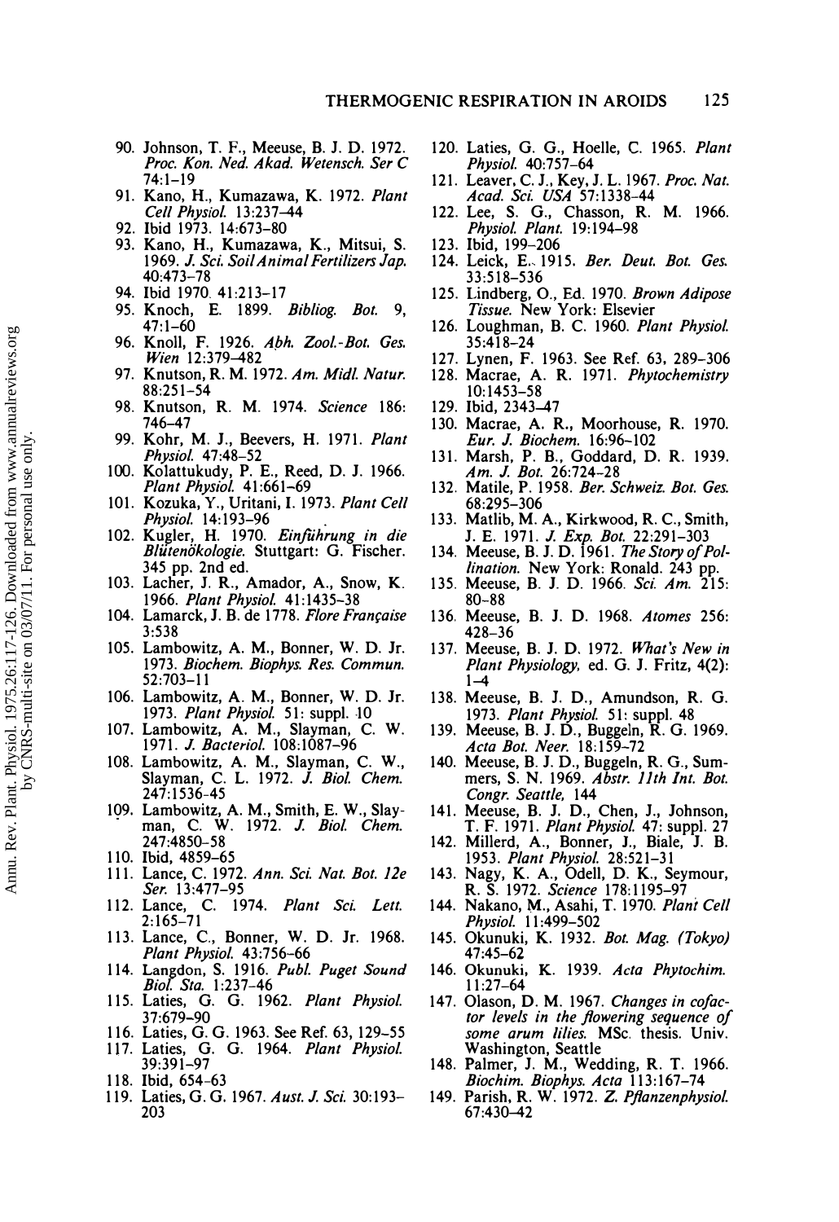90. Johnson, T. F., Meeuse, B. J. D. 1972. *Proc. Kon. Ned. Akad. Wetensch. Ser C* 74:1–19
91. Kano, H., Kumazawa, K. 1972. *Plant Cell Physiol.* 13:237–44
92. Ibid 1973. 14:673–80
93. Kano, H., Kumazawa, K., Mitsui, S. 1969. *J. Sci. Soil Animal Fertilizers Jap.* 40:473–78
94. Ibid 1970. 41:213–17
95. Knoch, E. 1899. *Bibliog. Bot.* 9, 47:1–60
96. Knoll, F. 1926. *Abh. Zool.-Bot. Ges. Wien* 12:379–482
97. Knutson, R. M. 1972. *Am. Midl. Natur.* 88:251–54
98. Knutson, R. M. 1974. *Science* 186: 746–47
99. Kohr, M. J., Beevers, H. 1971. *Plant Physiol.* 47:48–52
100. Kolattukudy, P. E., Reed, D. J. 1966. *Plant Physiol.* 41:661–69
101. Kozuka, Y., Uritani, I. 1973. *Plant Cell Physiol.* 14:193–96
102. Kugler, H. 1970. *Einführung in die Blütenökologie.* Stuttgart: G. Fischer. 345 pp. 2nd ed.
103. Lacher, J. R., Amador, A., Snow, K. 1966. *Plant Physiol.* 41:1435–38
104. Lamarck, J. B. de 1778. *Flore Française* 3:538
105. Lambowitz, A. M., Bonner, W. D. Jr. 1973. *Biochem. Biophys. Res. Commun.* 52:703–11
106. Lambowitz, A. M., Bonner, W. D. Jr. 1973. *Plant Physiol.* 51: suppl. 10
107. Lambowitz, A. M., Slayman, C. W. 1971. *J. Bacteriol.* 108:1087–96
108. Lambowitz, A. M., Slayman, C. W., Slayman, C. L. 1972. *J. Biol. Chem.* 247:1536–45
109. Lambowitz, A. M., Smith, E. W., Slayman, C. W. 1972. *J. Biol. Chem.* 247:4850–58
110. Ibid, 4859–65
111. Lance, C. 1972. *Ann. Sci. Nat. Bot. 12e Ser.* 13:477–95
112. Lance, C. 1974. *Plant Sci. Lett.* 2:165–71
113. Lance, C., Bonner, W. D. Jr. 1968. *Plant Physiol.* 43:756–66
114. Langdon, S. 1916. *Publ. Puget Sound Biol. Sta.* 1:237–46
115. Laties, G. G. 1962. *Plant Physiol.* 37:679–90
116. Laties, G. G. 1963. See Ref. 63, 129–55
117. Laties, G. G. 1964. *Plant Physiol.* 39:391–97
118. Ibid, 654–63
119. Laties, G. G. 1967. *Aust. J. Sci.* 30:193–203
120. Laties, G. G., Hoelle, C. 1965. *Plant Physiol.* 40:757–64
121. Leaver, C. J., Key, J. L. 1967. *Proc. Nat. Acad. Sci. USA* 57:1338–44
122. Lee, S. G., Chasson, R. M. 1966. *Physiol. Plant.* 19:194–98
123. Ibid, 199–206
124. Leick, E. 1915. *Ber. Deut. Bot. Ges.* 33:518–536
125. Lindberg, O., Ed. 1970. *Brown Adipose Tissue.* New York: Elsevier
126. Loughman, B. C. 1960. *Plant Physiol.* 35:418–24
127. Lynen, F. 1963. See Ref. 63, 289–306
128. Macrae, A. R. 1971. *Phytochemistry* 10:1453–58
129. Ibid, 2343–47
130. Macrae, A. R., Moorhouse, R. 1970. *Eur. J. Biochem.* 16:96–102
131. Marsh, P. B., Goddard, D. R. 1939. *Am. J. Bot.* 26:724–28
132. Matile, P. 1958. *Ber. Schweiz. Bot. Ges.* 68:295–306
133. Matlib, M. A., Kirkwood, R. C., Smith, J. E. 1971. *J. Exp. Bot.* 22:291–303
134. Meeuse, B. J. D. 1961. *The Story of Pollination.* New York: Ronald. 243 pp.
135. Meeuse, B. J. D. 1966. *Sci. Am.* 215: 80–88
136. Meeuse, B. J. D. 1968. *Atomes* 256: 428–36
137. Meeuse, B. J. D. 1972. *What's New in Plant Physiology*, ed. G. J. Fritz, 4(2): 1–4
138. Meeuse, B. J. D., Amundson, R. G. 1973. *Plant Physiol.* 51: suppl. 48
139. Meeuse, B. J. D., Buggeln, R. G. 1969. *Acta Bot. Neer.* 18:159–72
140. Meeuse, B. J. D., Buggeln, R. G., Summers, S. N. 1969. *Abstr. 11th Int. Bot. Congr. Seattle*, 144
141. Meeuse, B. J. D., Chen, J., Johnson, T. F. 1971. *Plant Physiol.* 47: suppl. 27
142. Millerd, A., Bonner, J., Biale, J. B. 1953. *Plant Physiol.* 28:521–31
143. Nagy, K. A., Odell, D. K., Seymour, R. S. 1972. *Science* 178:1195–97
144. Nakano, M., Asahi, T. 1970. *Plant Cell Physiol.* 11:499–502
145. Okunuki, K. 1932. *Bot. Mag. (Tokyo)* 47:45–62
146. Okunuki, K. 1939. *Acta Phytochim.* 11:27–64
147. Olason, D. M. 1967. *Changes in cofactor levels in the flowering sequence of some arum lilies.* MSc. thesis. Univ. Washington, Seattle
148. Palmer, J. M., Wedding, R. T. 1966. *Biochim. Biophys. Acta* 113:167–74
149. Parish, R. W. 1972. *Z. Pflanzenphysiol.* 67:430–42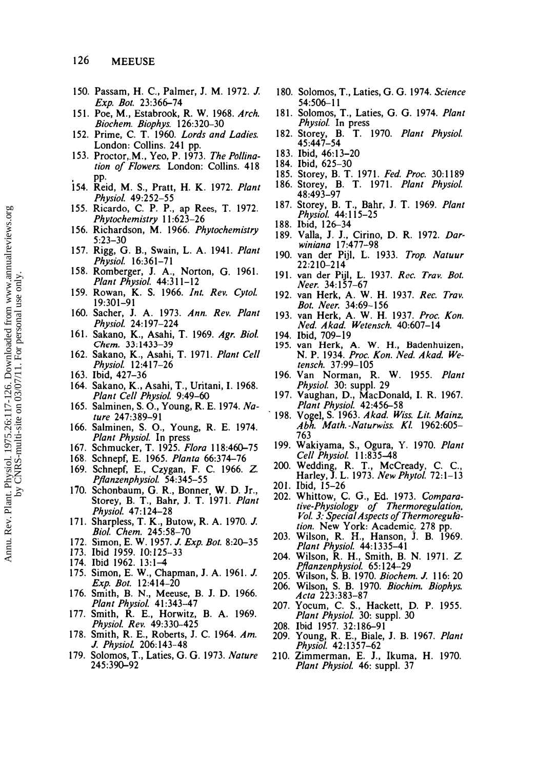150. Passam, H. C., Palmer, J. M. 1972. *J. Exp. Bot.* 23:366–74
151. Poe, M., Estabrook, R. W. 1968. *Arch. Biochem. Biophys.* 126:320–30
152. Prime, C. T. 1960. *Lords and Ladies.* London: Collins. 241 pp.
153. Proctor, M., Yeo, P. 1973. *The Pollination of Flowers.* London: Collins. 418 pp.
154. Reid, M. S., Pratt, H. K. 1972. *Plant Physiol.* 49:252–55
155. Ricardo, C. P. P., ap Rees, T. 1972. *Phytochemistry* 11:623–26
156. Richardson, M. 1966. *Phytochemistry* 5:23–30
157. Rigg, G. B., Swain, L. A. 1941. *Plant Physiol.* 16:361–71
158. Romberger, J. A., Norton, G. 1961. *Plant Physiol.* 44:311–12
159. Rowan, K. S. 1966. *Int. Rev. Cytol.* 19:301–91
160. Sacher, J. A. 1973. *Ann. Rev. Plant Physiol.* 24:197–224
161. Sakano, K., Asahi, T. 1969. *Agr. Biol. Chem.* 33:1433–39
162. Sakano, K., Asahi, T. 1971. *Plant Cell Physiol.* 12:417–26
163. Ibid, 427–36
164. Sakano, K., Asahi, T., Uritani, I. 1968. *Plant Cell Physiol.* 9:49–60
165. Salminen, S. O., Young, R. E. 1974. *Nature* 247:389–91
166. Salminen, S. O., Young, R. E. 1974. *Plant Physiol.* In press
167. Schmucker, T. 1925. *Flora* 118:460–75
168. Schnepf, E. 1965. *Planta* 66:374–76
169. Schnepf, E., Czygan, F. C. 1966. *Z. Pflanzenphysiol.* 54:345–55
170. Schonbaum, G. R., Bonner, W. D. Jr., Storey, B. T., Bahr, J. T. 1971. *Plant Physiol.* 47:124–28
171. Sharpless, T. K., Butow, R. A. 1970. *J. Biol. Chem.* 245:58–70
172. Simon, E. W. 1957. *J. Exp. Bot.* 8:20–35
173. Ibid 1959. 10:125–33
174. Ibid 1962. 13:1–4
175. Simon, E. W., Chapman, J. A. 1961. *J. Exp. Bot.* 12:414–20
176. Smith, B. N., Meeuse, B. J. D. 1966. *Plant Physiol.* 41:343–47
177. Smith, R. E., Horwitz, B. A. 1969. *Physiol. Rev.* 49:330–425
178. Smith, R. E., Roberts, J. C. 1964. *Am. J. Physiol.* 206:143–48
179. Solomos, T., Laties, G. G. 1973. *Nature* 245:390–92
180. Solomos, T., Laties, G. G. 1974. *Science* 54:506–11
181. Solomos, T., Laties, G. G. 1974. *Plant Physiol.* In press
182. Storey, B. T. 1970. *Plant Physiol.* 45:447–54
183. Ibid, 46:13–20
184. Ibid, 625–30
185. Storey, B. T. 1971. *Fed. Proc.* 30:1189
186. Storey, B. T. 1971. *Plant Physiol.* 48:493–97
187. Storey, B. T., Bahr, J. T. 1969. *Plant Physiol.* 44:115–25
188. Ibid, 126–34
189. Valla, J. J., Cirino, D. R. 1972. *Darwiniana* 17:477–98
190. van der Pijl, L. 1933. *Trop. Natuur* 22:210–214
191. van der Pijl, L. 1937. *Rec. Trav. Bot. Neer.* 34:157–67
192. van Herk, A. W. H. 1937. *Rec. Trav. Bot. Neer.* 34:69–156
193. van Herk, A. W. H. 1937. *Proc. Kon. Ned. Akad. Wetensch.* 40:607–14
194. Ibid, 709–19
195. van Herk, A. W. H., Badenhuizen, N. P. 1934. *Proc. Kon. Ned. Akad. Wetensch.* 37:99–105
196. Van Norman, R. W. 1955. *Plant Physiol.* 30: suppl. 29
197. Vaughan, D., MacDonald, I. R. 1967. *Plant Physiol.* 42:456–58
198. Vogel, S. 1963. *Akad. Wiss. Lit. Mainz, Abh. Math.-Naturwiss. Kl.* 1962:605–763
199. Wakiyama, S., Ogura, Y. 1970. *Plant Cell Physiol.* 11:835–48
200. Wedding, R. T., McCready, C. C., Harley, J. L. 1973. *New Phytol.* 72:1–13
201. Ibid, 15–26
202. Whittow, C. G., Ed. 1973. *Comparative-Physiology of Thermoregulation, Vol. 3: Special Aspects of Thermoregulation.* New York: Academic. 278 pp.
203. Wilson, R. H., Hanson, J. B. 1969. *Plant Physiol.* 44:1335–41
204. Wilson, R. H., Smith, B. N. 1971. *Z. Pflanzenphysiol.* 65:124–29
205. Wilson, S. B. 1970. *Biochem. J.* 116: 20
206. Wilson, S. B. 1970. *Biochim. Biophys. Acta* 223:383–87
207. Yocum, C. S., Hackett, D. P. 1955. *Plant Physiol.* 30: suppl. 30
208. Ibid 1957. 32:186–91
209. Young, R. E., Biale, J. B. 1967. *Plant Physiol.* 42:1357–62
210. Zimmerman, E. J., Ikuma, H. 1970. *Plant Physiol.* 46: suppl. 37